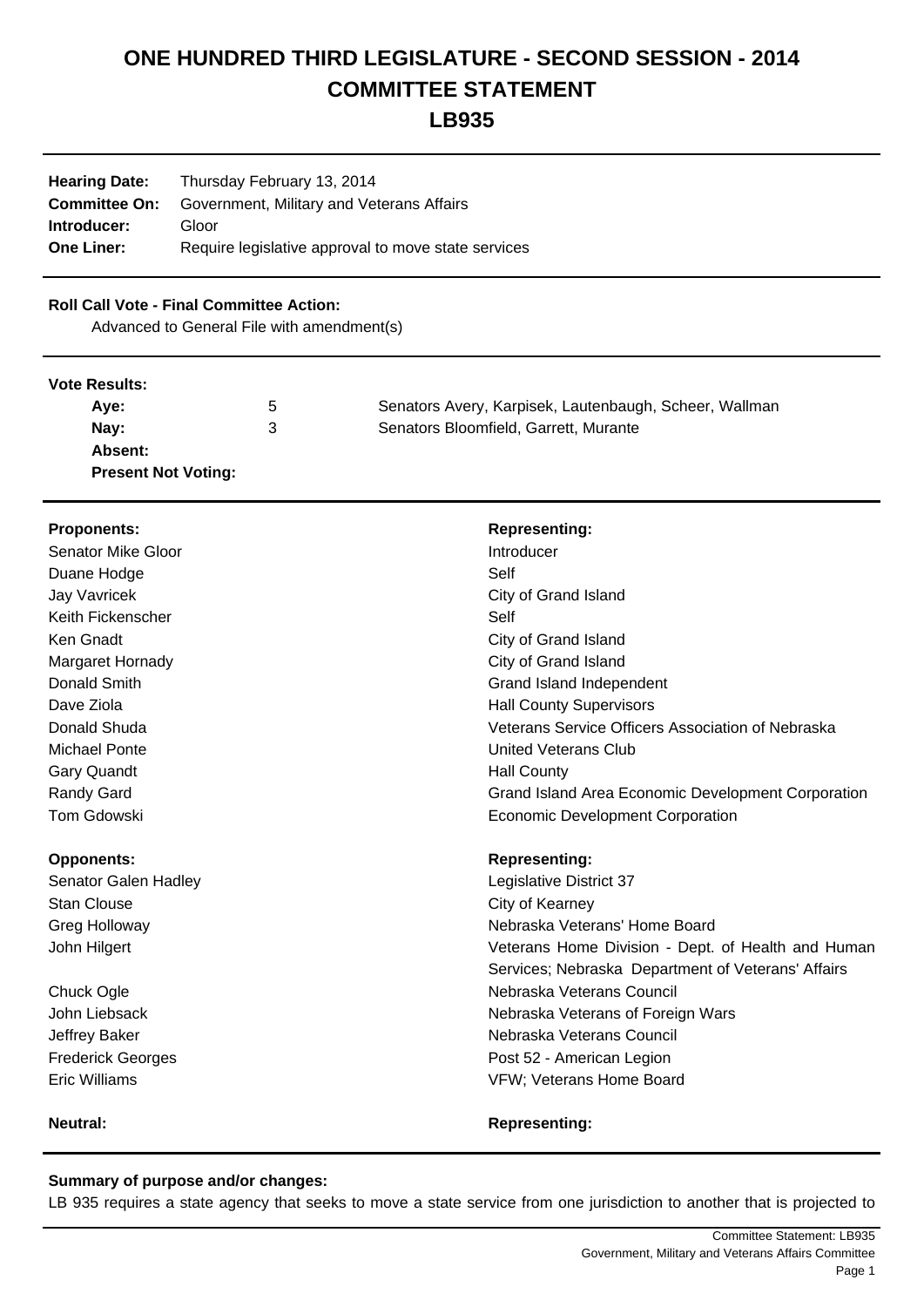# ONE HUNDRED THIRD LEGISLATURE - SECOND SESSION - 2014
# COMMITTEE STATEMENT
# LB935

| | |
|---|---|
| **Hearing Date:** | Thursday February 13, 2014 |
| **Committee On:** | Government, Military and Veterans Affairs |
| **Introducer:** | Gloor |
| **One Liner:** | Require legislative approval to move state services |

**Roll Call Vote - Final Committee Action:**

Advanced to General File with amendment(s)

**Vote Results:**

| | | |
|---|---|---|
| **Aye:** | 5 | Senators Avery, Karpisek, Lautenbaugh, Scheer, Wallman |
| **Nay:** | 3 | Senators Bloomfield, Garrett, Murante |
| **Absent:** | | |
| **Present Not Voting:** | | |

| **Proponents:** | **Representing:** |
|---|---|
| Senator Mike Gloor | Introducer |
| Duane Hodge | Self |
| Jay Vavricek | City of Grand Island |
| Keith Fickenscher | Self |
| Ken Gnadt | City of Grand Island |
| Margaret Hornady | City of Grand Island |
| Donald Smith | Grand Island Independent |
| Dave Ziola | Hall County Supervisors |
| Donald Shuda | Veterans Service Officers Association of Nebraska |
| Michael Ponte | United Veterans Club |
| Gary Quandt | Hall County |
| Randy Gard | Grand Island Area Economic Development Corporation |
| Tom Gdowski | Economic Development Corporation |

| **Opponents:** | **Representing:** |
|---|---|
| Senator Galen Hadley | Legislative District 37 |
| Stan Clouse | City of Kearney |
| Greg Holloway | Nebraska Veterans' Home Board |
| John Hilgert | Veterans Home Division - Dept. of Health and Human Services; Nebraska Department of Veterans' Affairs |
| Chuck Ogle | Nebraska Veterans Council |
| John Liebsack | Nebraska Veterans of Foreign Wars |
| Jeffrey Baker | Nebraska Veterans Council |
| Frederick Georges | Post 52 - American Legion |
| Eric Williams | VFW; Veterans Home Board |

| **Neutral:** | **Representing:** |
|---|---|

**Summary of purpose and/or changes:**

LB 935 requires a state agency that seeks to move a state service from one jurisdiction to another that is projected to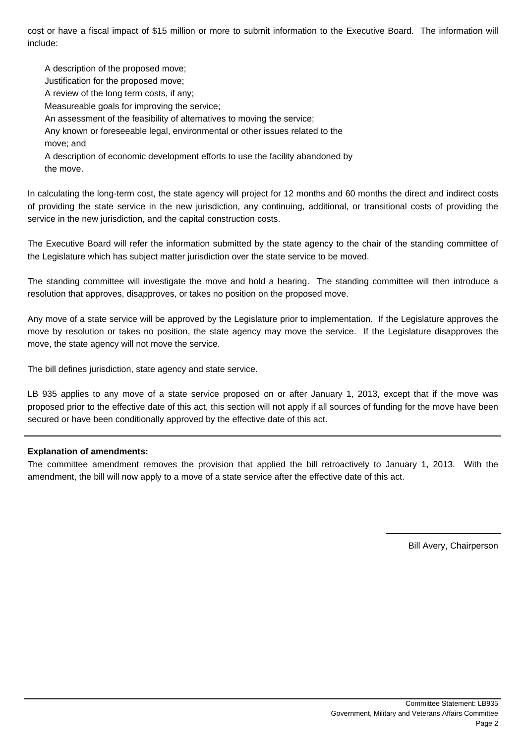cost or have a fiscal impact of $15 million or more to submit information to the Executive Board. The information will include:

- A description of the proposed move;
- Justification for the proposed move;
- A review of the long term costs, if any;
- Measureable goals for improving the service;
- An assessment of the feasibility of alternatives to moving the service;
- Any known or foreseeable legal, environmental or other issues related to the move; and
- A description of economic development efforts to use the facility abandoned by the move.

In calculating the long-term cost, the state agency will project for 12 months and 60 months the direct and indirect costs of providing the state service in the new jurisdiction, any continuing, additional, or transitional costs of providing the service in the new jurisdiction, and the capital construction costs.

The Executive Board will refer the information submitted by the state agency to the chair of the standing committee of the Legislature which has subject matter jurisdiction over the state service to be moved.

The standing committee will investigate the move and hold a hearing. The standing committee will then introduce a resolution that approves, disapproves, or takes no position on the proposed move.

Any move of a state service will be approved by the Legislature prior to implementation. If the Legislature approves the move by resolution or takes no position, the state agency may move the service. If the Legislature disapproves the move, the state agency will not move the service.

The bill defines jurisdiction, state agency and state service.

LB 935 applies to any move of a state service proposed on or after January 1, 2013, except that if the move was proposed prior to the effective date of this act, this section will not apply if all sources of funding for the move have been secured or have been conditionally approved by the effective date of this act.

---

**Explanation of amendments:**

The committee amendment removes the provision that applied the bill retroactively to January 1, 2013. With the amendment, the bill will now apply to a move of a state service after the effective date of this act.

Bill Avery, Chairperson